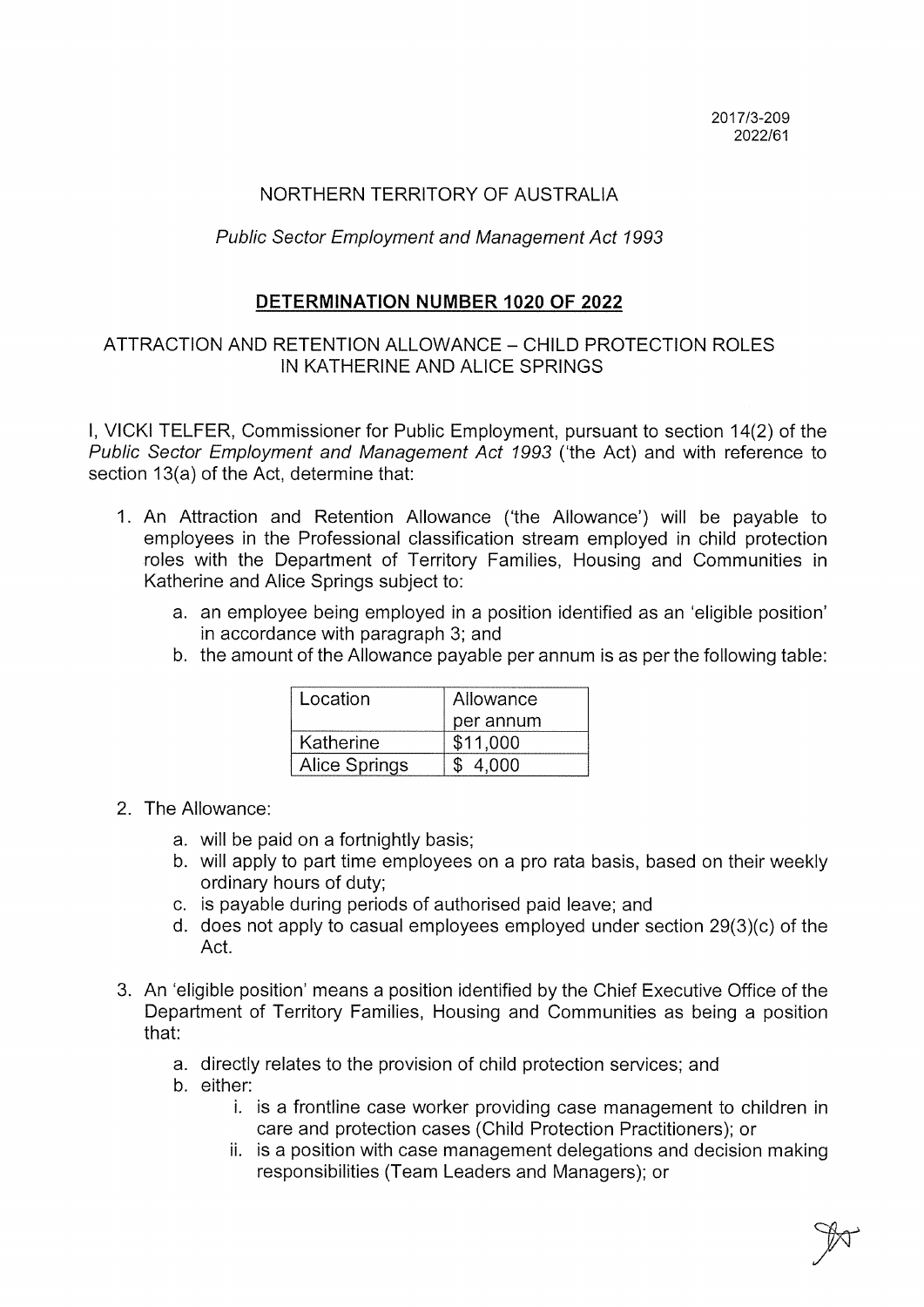2017/3-209
2022/61

NORTHERN TERRITORY OF AUSTRALIA

*Public Sector Employment and Management Act 1993*

## DETERMINATION NUMBER 1020 OF 2022

ATTRACTION AND RETENTION ALLOWANCE – CHILD PROTECTION ROLES IN KATHERINE AND ALICE SPRINGS

I, VICKI TELFER, Commissioner for Public Employment, pursuant to section 14(2) of the *Public Sector Employment and Management Act 1993* ('the Act) and with reference to section 13(a) of the Act, determine that:

1. An Attraction and Retention Allowance ('the Allowance') will be payable to employees in the Professional classification stream employed in child protection roles with the Department of Territory Families, Housing and Communities in Katherine and Alice Springs subject to:
   a. an employee being employed in a position identified as an 'eligible position' in accordance with paragraph 3; and
   b. the amount of the Allowance payable per annum is as per the following table:

| Location | Allowance per annum |
|---|---|
| Katherine | $11,000 |
| Alice Springs | $ 4,000 |

2. The Allowance:
   a. will be paid on a fortnightly basis;
   b. will apply to part time employees on a pro rata basis, based on their weekly ordinary hours of duty;
   c. is payable during periods of authorised paid leave; and
   d. does not apply to casual employees employed under section 29(3)(c) of the Act.

3. An 'eligible position' means a position identified by the Chief Executive Office of the Department of Territory Families, Housing and Communities as being a position that:
   a. directly relates to the provision of child protection services; and
   b. either:
      i. is a frontline case worker providing case management to children in care and protection cases (Child Protection Practitioners); or
      ii. is a position with case management delegations and decision making responsibilities (Team Leaders and Managers); or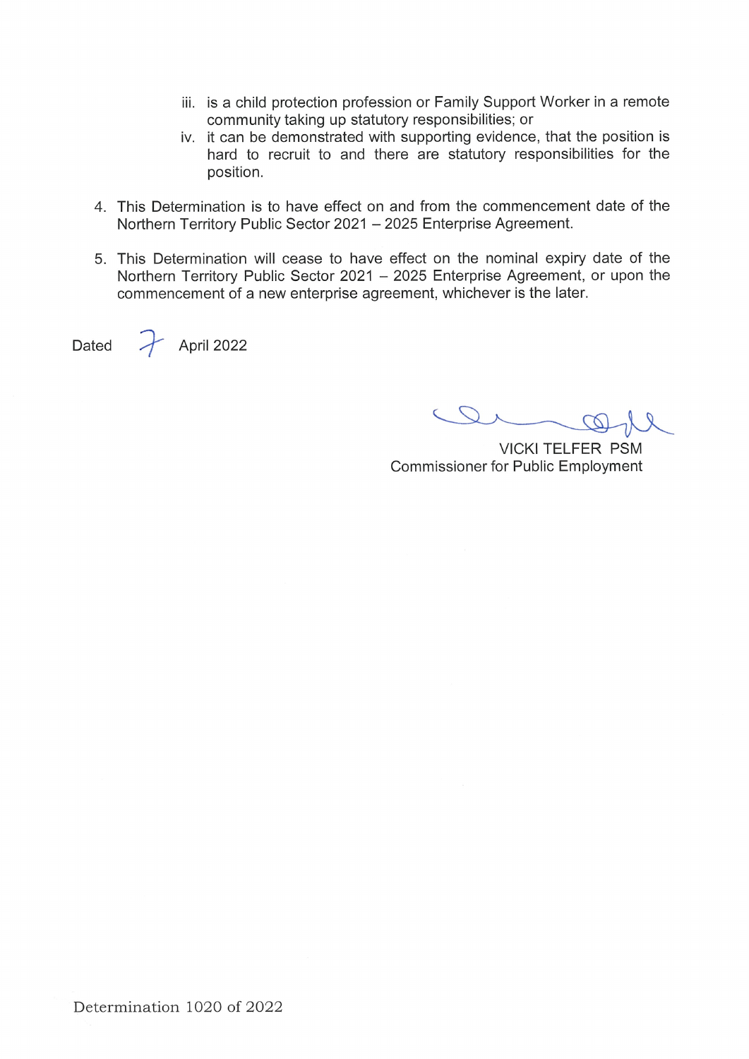iii. is a child protection profession or Family Support Worker in a remote community taking up statutory responsibilities; or

iv. it can be demonstrated with supporting evidence, that the position is hard to recruit to and there are statutory responsibilities for the position.

4. This Determination is to have effect on and from the commencement date of the Northern Territory Public Sector 2021 – 2025 Enterprise Agreement.

5. This Determination will cease to have effect on the nominal expiry date of the Northern Territory Public Sector 2021 – 2025 Enterprise Agreement, or upon the commencement of a new enterprise agreement, whichever is the later.

Dated 7 April 2022

VICKI TELFER PSM
Commissioner for Public Employment

Determination 1020 of 2022